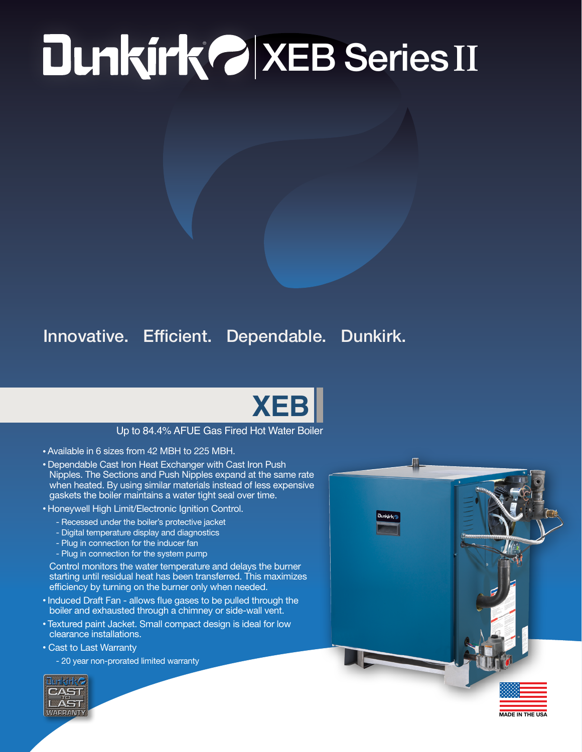# Dunkirk® XEB Series II

## Innovative. Efficient. Dependable. Dunkirk.

## XEB

Up to 84.4% AFUE Gas Fired Hot Water Boiler

- Available in 6 sizes from 42 MBH to 225 MBH.
- Dependable Cast Iron Heat Exchanger with Cast Iron Push Nipples. The Sections and Push Nipples expand at the same rate when heated. By using similar materials instead of less expensive gaskets the boiler maintains a water tight seal over time.
- Honeywell High Limit/Electronic Ignition Control.
  - Recessed under the boiler's protective jacket
  - Digital temperature display and diagnostics
  - Plug in connection for the inducer fan
  - Plug in connection for the system pump

  Control monitors the water temperature and delays the burner starting until residual heat has been transferred. This maximizes efficiency by turning on the burner only when needed.
- Induced Draft Fan - allows flue gases to be pulled through the boiler and exhausted through a chimney or side-wall vent.
- Textured paint Jacket. Small compact design is ideal for low clearance installations.
- Cast to Last Warranty
  - 20 year non-prorated limited warranty

Dunkirk CAST TO LAST WARRANTY

MADE IN THE USA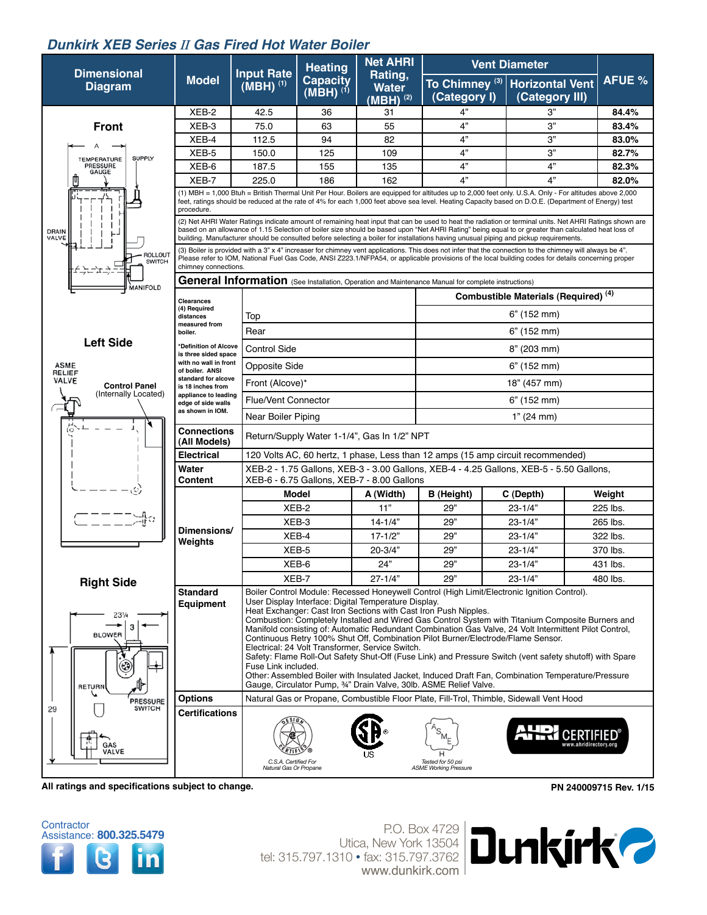## Dunkirk XEB Series II Gas Fired Hot Water Boiler

| Model | Input Rate (MBH) (1) | Heating Capacity (MBH) (1) | Net AHRI Rating, Water (MBH) (2) | Vent Diameter To Chimney (3) (Category I) | Vent Diameter Horizontal Vent (Category III) | AFUE % |
|---|---|---|---|---|---|---|
| XEB-2 | 42.5 | 36 | 31 | 4" | 3" | **84.4%** |
| XEB-3 | 75.0 | 63 | 55 | 4" | 3" | **83.4%** |
| XEB-4 | 112.5 | 94 | 82 | 4" | 3" | **83.0%** |
| XEB-5 | 150.0 | 125 | 109 | 4" | 3" | **82.7%** |
| XEB-6 | 187.5 | 155 | 135 | 4" | 4" | **82.3%** |
| XEB-7 | 225.0 | 186 | 162 | 4" | 4" | **82.0%** |

(1) MBH = 1,000 Btuh = British Thermal Unit Per Hour. Boilers are equipped for altitudes up to 2,000 feet only. U.S.A. Only - For altitudes above 2,000 feet, ratings should be reduced at the rate of 4% for each 1,000 feet above sea level. Heating Capacity based on D.O.E. (Department of Energy) test procedure.

(2) Net AHRI Water Ratings indicate amount of remaining heat input that can be used to heat the radiation or terminal units. Net AHRI Ratings shown are based on an allowance of 1.15 Selection of boiler size should be based upon "Net AHRI Rating" being equal to or greater than calculated heat loss of building. Manufacturer should be consulted before selecting a boiler for installations having unusual piping and pickup requirements.

(3) Boiler is provided with a 3" x 4" increaser for chimney vent applications. This does not infer that the connection to the chimney will always be 4". Please refer to IOM, National Fuel Gas Code, ANSI Z223.1/NFPA54, or applicable provisions of the local building codes for details concerning proper chimney connections.

### Dimensional Diagram

**Front**

A, TEMPERATURE PRESSURE GAUGE, SUPPLY, DRAIN VALVE, ROLLOUT SWITCH, MANIFOLD

**Left Side**

ASME RELIEF VALVE, **Control Panel** (Internally Located)

**Right Side**

23¼, 3, BLOWER, RETURN, PRESSURE SWITCH, 29, GAS VALVE

### General Information (See Installation, Operation and Maintenance Manual for complete instructions)

**Clearances** (4) Required distances measured from boiler.

*Definition of Alcove is three sided space with no wall in front of boiler. ANSI standard for alcove is 18 inches from appliance to leading edge of side walls as shown in IOM.

| | Combustible Materials (Required) (4) |
|---|---|
| Top | 6" (152 mm) |
| Rear | 6" (152 mm) |
| Control Side | 8" (203 mm) |
| Opposite Side | 6" (152 mm) |
| Front (Alcove)* | 18" (457 mm) |
| Flue/Vent Connector | 6" (152 mm) |
| Near Boiler Piping | 1" (24 mm) |

**Connections (All Models):** Return/Supply Water 1-1/4", Gas In 1/2" NPT

**Electrical:** 120 Volts AC, 60 hertz, 1 phase, Less than 12 amps (15 amp circuit recommended)

**Water Content:** XEB-2 - 1.75 Gallons, XEB-3 - 3.00 Gallons, XEB-4 - 4.25 Gallons, XEB-5 - 5.50 Gallons, XEB-6 - 6.75 Gallons, XEB-7 - 8.00 Gallons

**Dimensions/ Weights**

| Model | A (Width) | B (Height) | C (Depth) | Weight |
|---|---|---|---|---|
| XEB-2 | 11" | 29" | 23-1/4" | 225 lbs. |
| XEB-3 | 14-1/4" | 29" | 23-1/4" | 265 lbs. |
| XEB-4 | 17-1/2" | 29" | 23-1/4" | 322 lbs. |
| XEB-5 | 20-3/4" | 29" | 23-1/4" | 370 lbs. |
| XEB-6 | 24" | 29" | 23-1/4" | 431 lbs. |
| XEB-7 | 27-1/4" | 29" | 23-1/4" | 480 lbs. |

**Standard Equipment**

Boiler Control Module: Recessed Honeywell Control (High Limit/Electronic Ignition Control).
User Display Interface: Digital Temperature Display.
Heat Exchanger: Cast Iron Sections with Cast Iron Push Nipples.
Combustion: Completely Installed and Wired Gas Control System with Titanium Composite Burners and Manifold consisting of: Automatic Redundant Combination Gas Valve, 24 Volt Intermittent Pilot Control, Continuous Retry 100% Shut Off, Combination Pilot Burner/Electrode/Flame Sensor.
Electrical: 24 Volt Transformer, Service Switch.
Safety: Flame Roll-Out Safety Shut-Off (Fuse Link) and Pressure Switch (vent safety shutoff) with Spare Fuse Link included.
Other: Assembled Boiler with Insulated Jacket, Induced Draft Fan, Combination Temperature/Pressure Gauge, Circulator Pump, ¾" Drain Valve, 30lb. ASME Relief Valve.

**Options:** Natural Gas or Propane, Combustible Floor Plate, Fill-Trol, Thimble, Sidewall Vent Hood

**Certifications**

C.S.A. Certified For Natural Gas Or Propane

Tested for 50 psi ASME Working Pressure

AHRI CERTIFIED® www.ahridirectory.org

**All ratings and specifications subject to change.**

**PN 240009715 Rev. 1/15**

Contractor Assistance: **800.325.5479**

P.O. Box 4729
Utica, New York 13504
tel: 315.797.1310 • fax: 315.797.3762
www.dunkirk.com